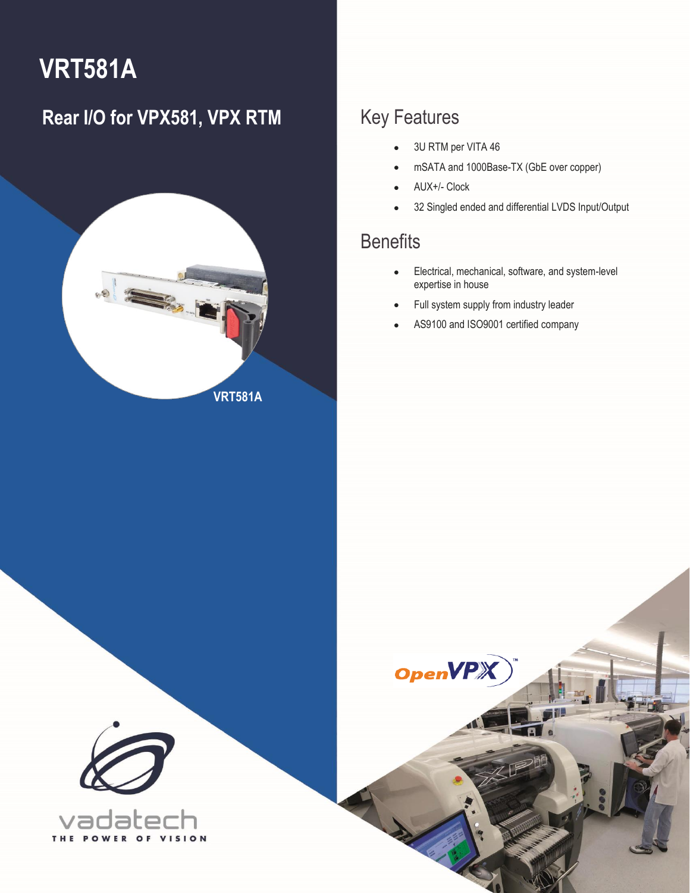# VRT581A

## Rear I/O for VPX581, VPX RTM

VRT581A

## Key Features

- 3U RTM per VITA 46
- mSATA and 1000Base-TX (GbE over copper)
- AUX+/- Clock
- 32 Singled ended and differential LVDS Input/Output

## Benefits

- Electrical, mechanical, software, and system-level expertise in house
- Full system supply from industry leader
- AS9100 and ISO9001 certified company

OpenVPX™

vadatech

THE POWER OF VISION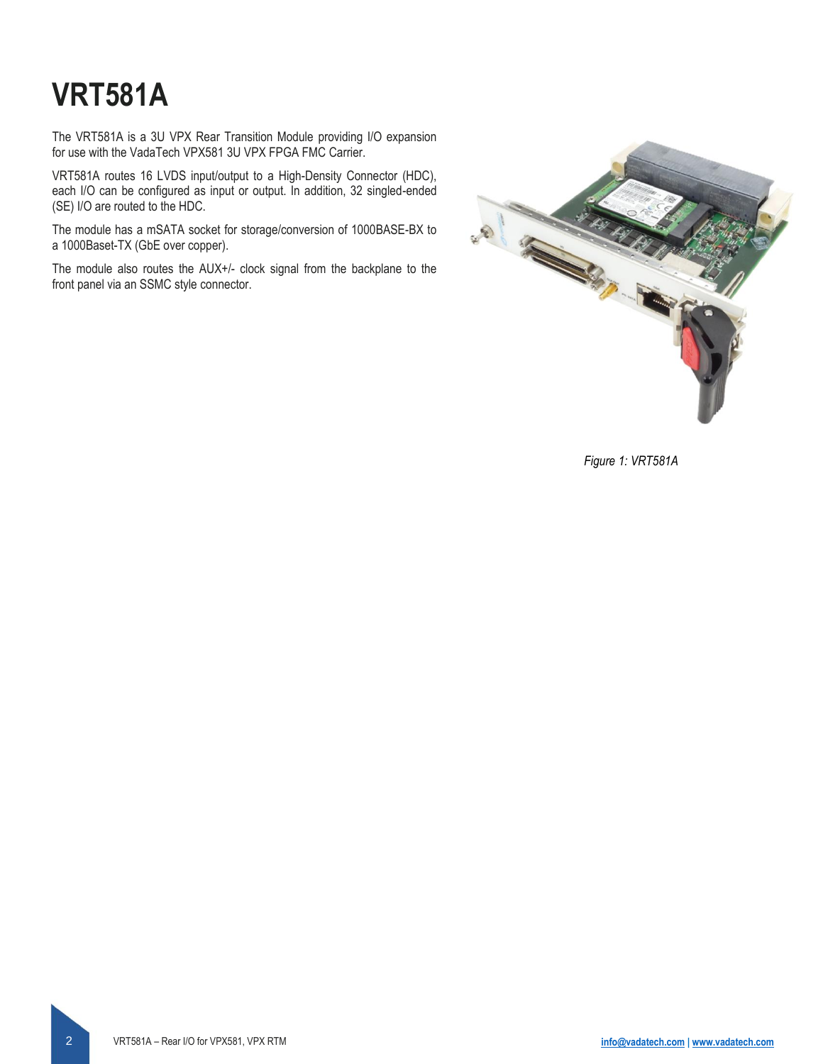# VRT581A

The VRT581A is a 3U VPX Rear Transition Module providing I/O expansion for use with the VadaTech VPX581 3U VPX FPGA FMC Carrier.

VRT581A routes 16 LVDS input/output to a High-Density Connector (HDC), each I/O can be configured as input or output. In addition, 32 singled-ended (SE) I/O are routed to the HDC.

The module has a mSATA socket for storage/conversion of 1000BASE-BX to a 1000Baset-TX (GbE over copper).

The module also routes the AUX+/- clock signal from the backplane to the front panel via an SSMC style connector.

*Figure 1: VRT581A*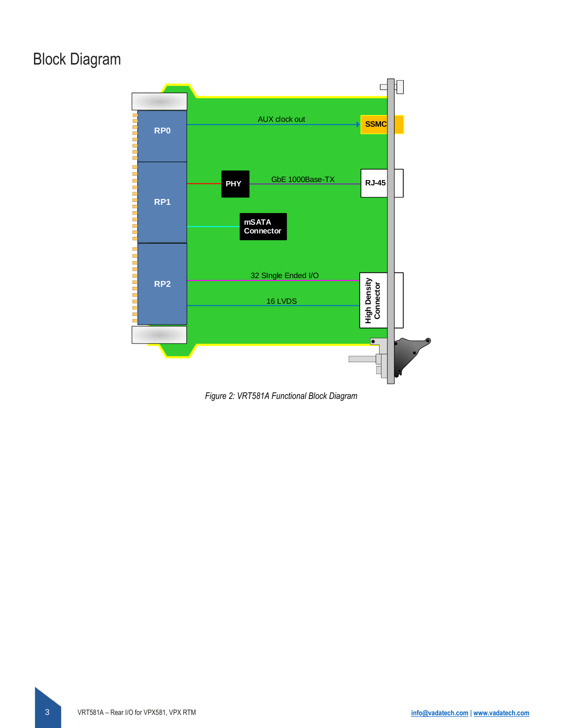# Block Diagram

*Figure 2: VRT581A Functional Block Diagram*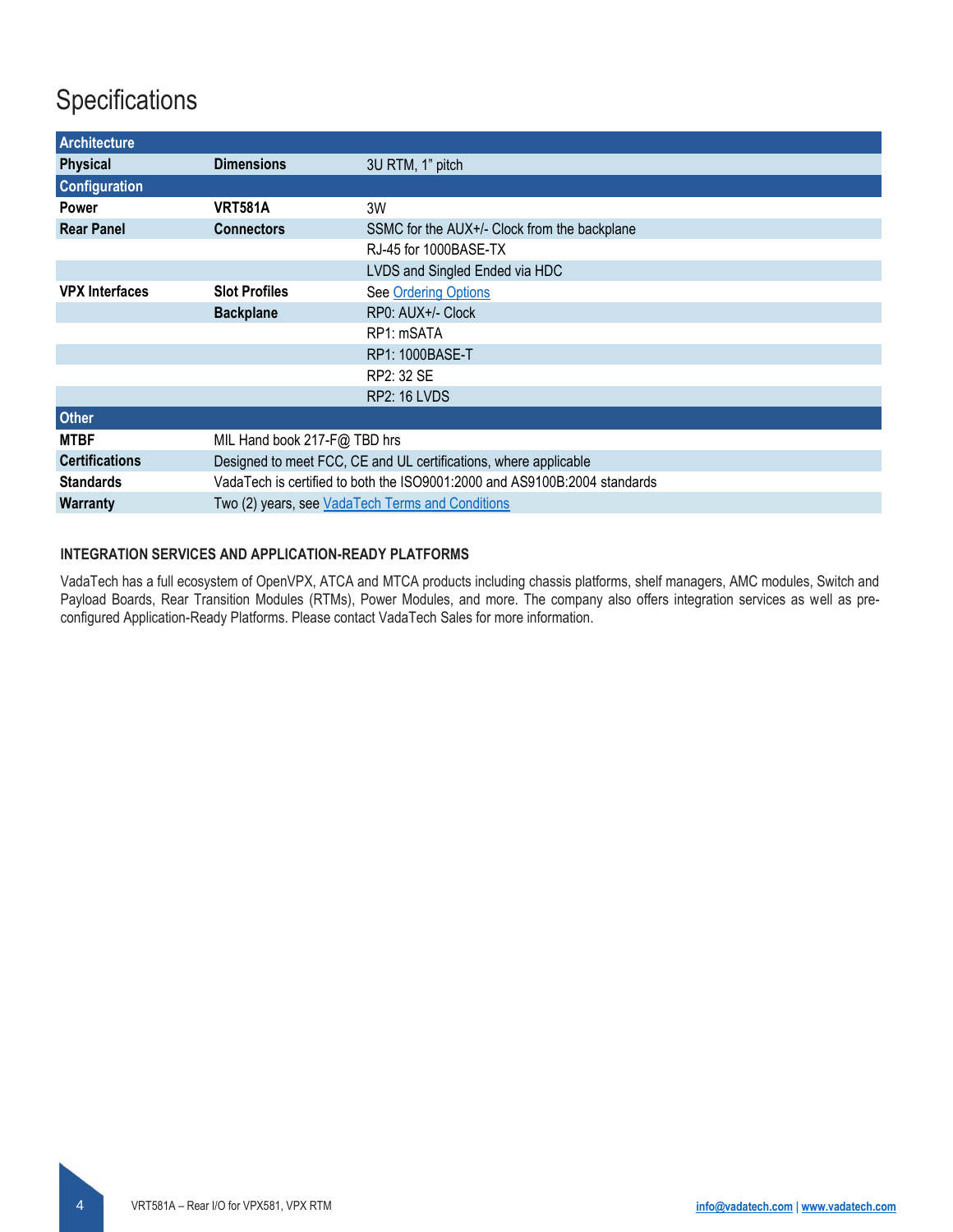# Specifications

| Architecture | | |
|---|---|---|
| **Physical** | **Dimensions** | 3U RTM, 1" pitch |
| **Configuration** | | |
| **Power** | **VRT581A** | 3W |
| **Rear Panel** | **Connectors** | SSMC for the AUX+/- Clock from the backplane |
| | | RJ-45 for 1000BASE-TX |
| | | LVDS and Singled Ended via HDC |
| **VPX Interfaces** | **Slot Profiles** | See Ordering Options |
| | **Backplane** | RP0: AUX+/- Clock |
| | | RP1: mSATA |
| | | RP1: 1000BASE-T |
| | | RP2: 32 SE |
| | | RP2: 16 LVDS |
| **Other** | | |
| **MTBF** | MIL Hand book 217-F@ TBD hrs | |
| **Certifications** | Designed to meet FCC, CE and UL certifications, where applicable | |
| **Standards** | VadaTech is certified to both the ISO9001:2000 and AS9100B:2004 standards | |
| **Warranty** | Two (2) years, see VadaTech Terms and Conditions | |

**INTEGRATION SERVICES AND APPLICATION-READY PLATFORMS**

VadaTech has a full ecosystem of OpenVPX, ATCA and MTCA products including chassis platforms, shelf managers, AMC modules, Switch and Payload Boards, Rear Transition Modules (RTMs), Power Modules, and more. The company also offers integration services as well as pre-configured Application-Ready Platforms. Please contact VadaTech Sales for more information.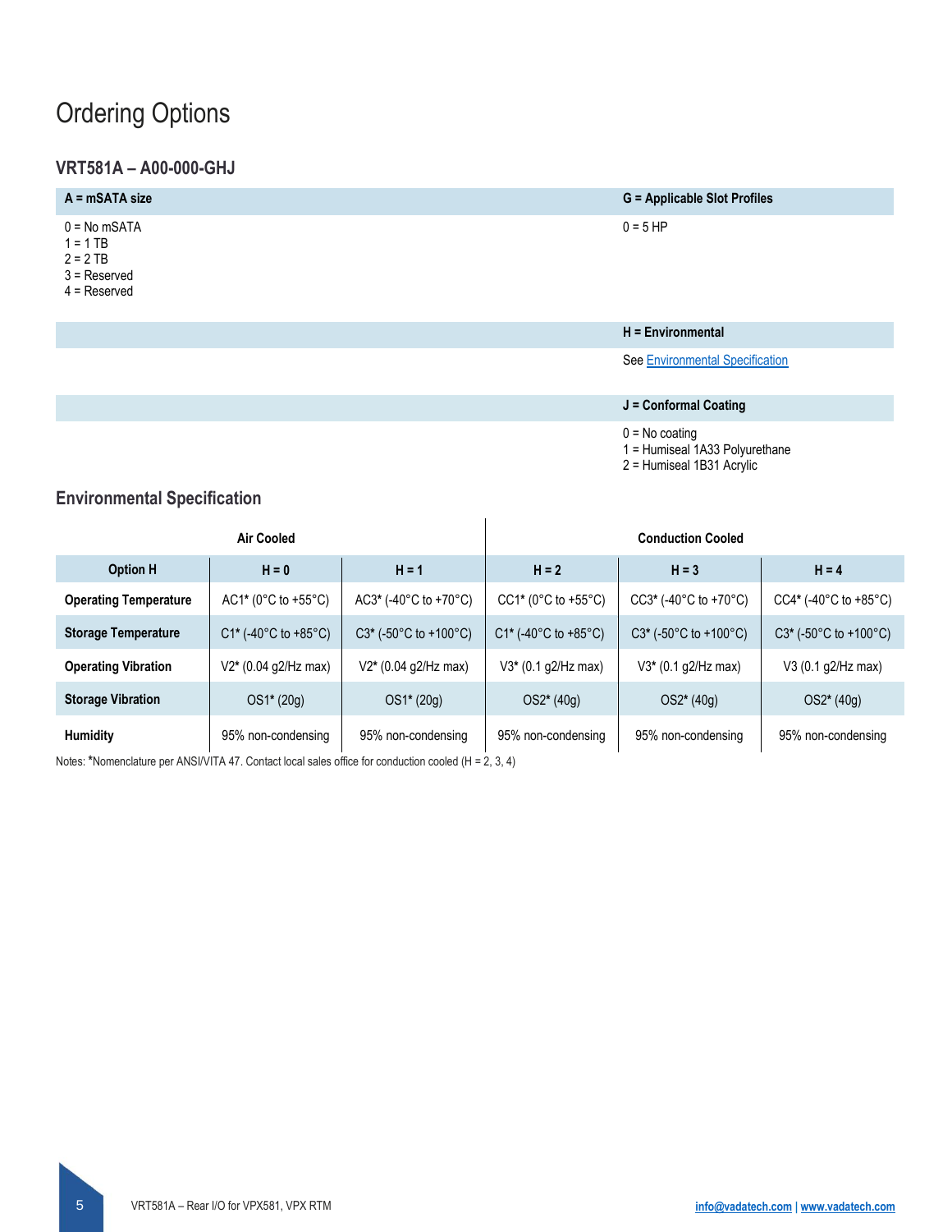# Ordering Options

### VRT581A – A00-000-GHJ

**A = mSATA size**

0 = No mSATA
1 = 1 TB
2 = 2 TB
3 = Reserved
4 = Reserved

**G = Applicable Slot Profiles**

0 = 5 HP

**H = Environmental**

See Environmental Specification

**J = Conformal Coating**

0 = No coating
1 = Humiseal 1A33 Polyurethane
2 = Humiseal 1B31 Acrylic

### Environmental Specification

| | Air Cooled | | Conduction Cooled | | |
|---|---|---|---|---|---|
| **Option H** | **H = 0** | **H = 1** | **H = 2** | **H = 3** | **H = 4** |
| **Operating Temperature** | AC1* (0°C to +55°C) | AC3* (-40°C to +70°C) | CC1* (0°C to +55°C) | CC3* (-40°C to +70°C) | CC4* (-40°C to +85°C) |
| **Storage Temperature** | C1* (-40°C to +85°C) | C3* (-50°C to +100°C) | C1* (-40°C to +85°C) | C3* (-50°C to +100°C) | C3* (-50°C to +100°C) |
| **Operating Vibration** | V2* (0.04 g2/Hz max) | V2* (0.04 g2/Hz max) | V3* (0.1 g2/Hz max) | V3* (0.1 g2/Hz max) | V3 (0.1 g2/Hz max) |
| **Storage Vibration** | OS1* (20g) | OS1* (20g) | OS2* (40g) | OS2* (40g) | OS2* (40g) |
| **Humidity** | 95% non-condensing | 95% non-condensing | 95% non-condensing | 95% non-condensing | 95% non-condensing |

Notes: *Nomenclature per ANSI/VITA 47. Contact local sales office for conduction cooled (H = 2, 3, 4)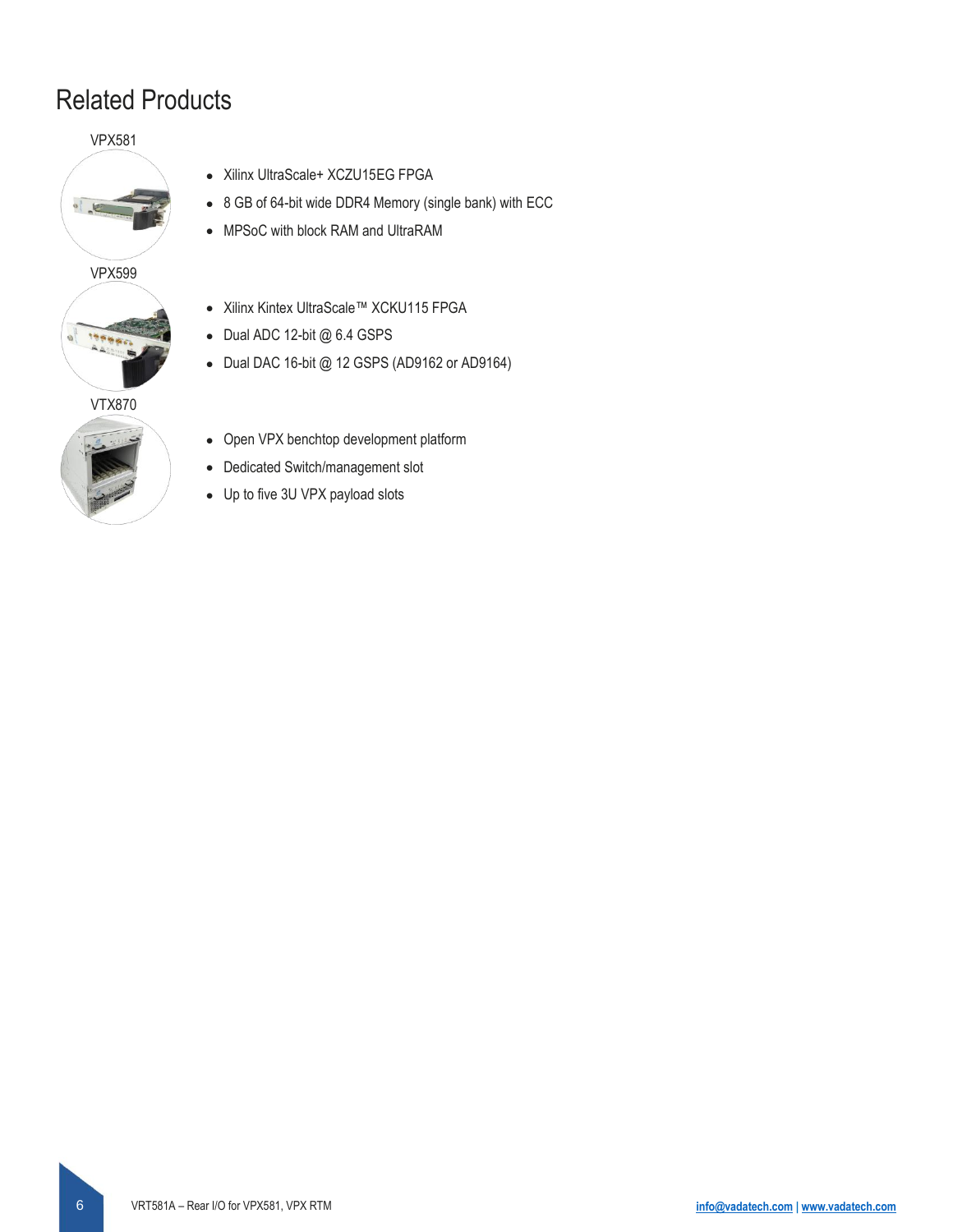# Related Products

VPX581

- Xilinx UltraScale+ XCZU15EG FPGA
- 8 GB of 64-bit wide DDR4 Memory (single bank) with ECC
- MPSoC with block RAM and UltraRAM

VPX599

- Xilinx Kintex UltraScale™ XCKU115 FPGA
- Dual ADC 12-bit @ 6.4 GSPS
- Dual DAC 16-bit @ 12 GSPS (AD9162 or AD9164)

VTX870

- Open VPX benchtop development platform
- Dedicated Switch/management slot
- Up to five 3U VPX payload slots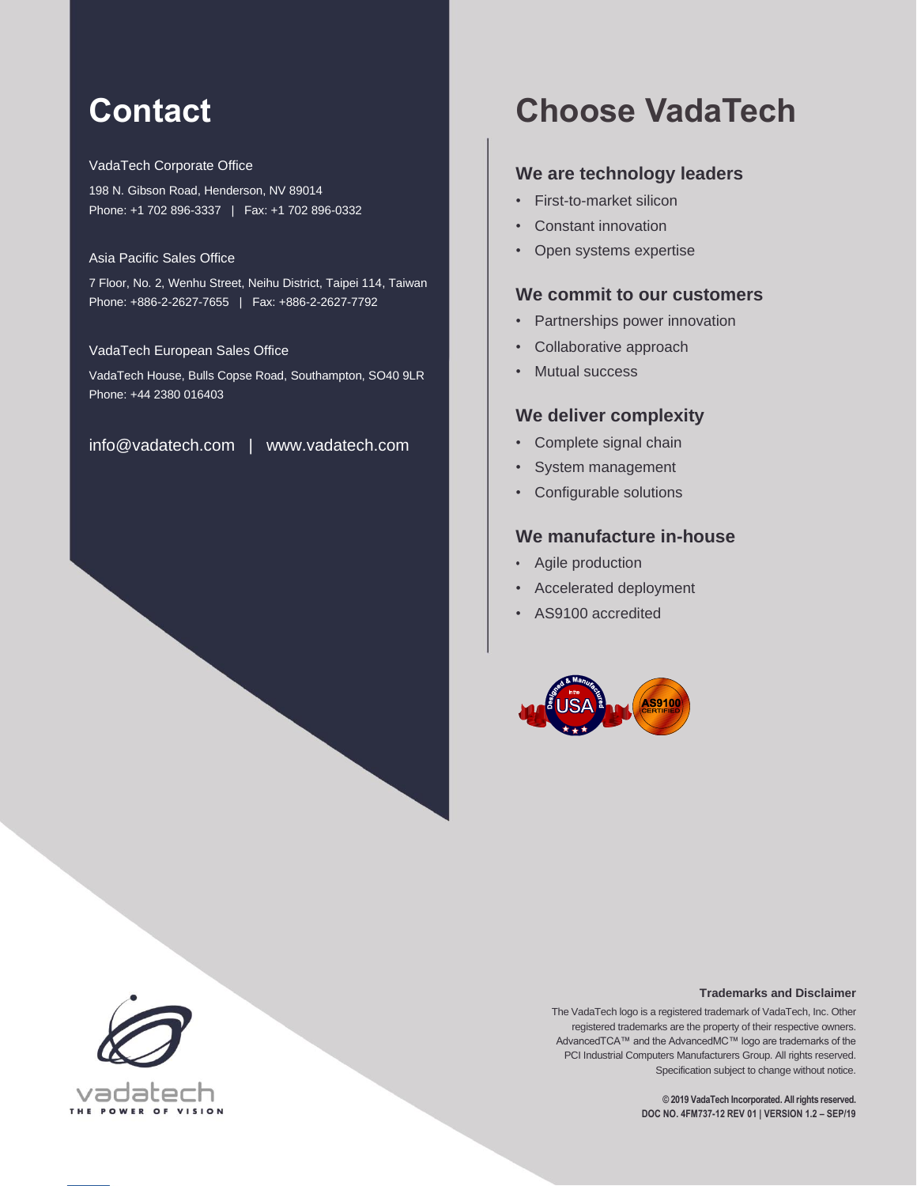## Contact

VadaTech Corporate Office

198 N. Gibson Road, Henderson, NV 89014
Phone: +1 702 896-3337 | Fax: +1 702 896-0332

Asia Pacific Sales Office

7 Floor, No. 2, Wenhu Street, Neihu District, Taipei 114, Taiwan
Phone: +886-2-2627-7655 | Fax: +886-2-2627-7792

VadaTech European Sales Office

VadaTech House, Bulls Copse Road, Southampton, SO40 9LR
Phone: +44 2380 016403

info@vadatech.com | www.vadatech.com

## Choose VadaTech

### We are technology leaders

- First-to-market silicon
- Constant innovation
- Open systems expertise

### We commit to our customers

- Partnerships power innovation
- Collaborative approach
- Mutual success

### We deliver complexity

- Complete signal chain
- System management
- Configurable solutions

### We manufacture in-house

- Agile production
- Accelerated deployment
- AS9100 accredited

Designed & Manufactured in the USA

AS9100 CERTIFIED

vadatech
THE POWER OF VISION

**Trademarks and Disclaimer**

The VadaTech logo is a registered trademark of VadaTech, Inc. Other registered trademarks are the property of their respective owners. AdvancedTCA™ and the AdvancedMC™ logo are trademarks of the PCI Industrial Computers Manufacturers Group. All rights reserved. Specification subject to change without notice.

**© 2019 VadaTech Incorporated. All rights reserved.**
**DOC NO. 4FM737-12 REV 01 | VERSION 1.2 – SEP/19**